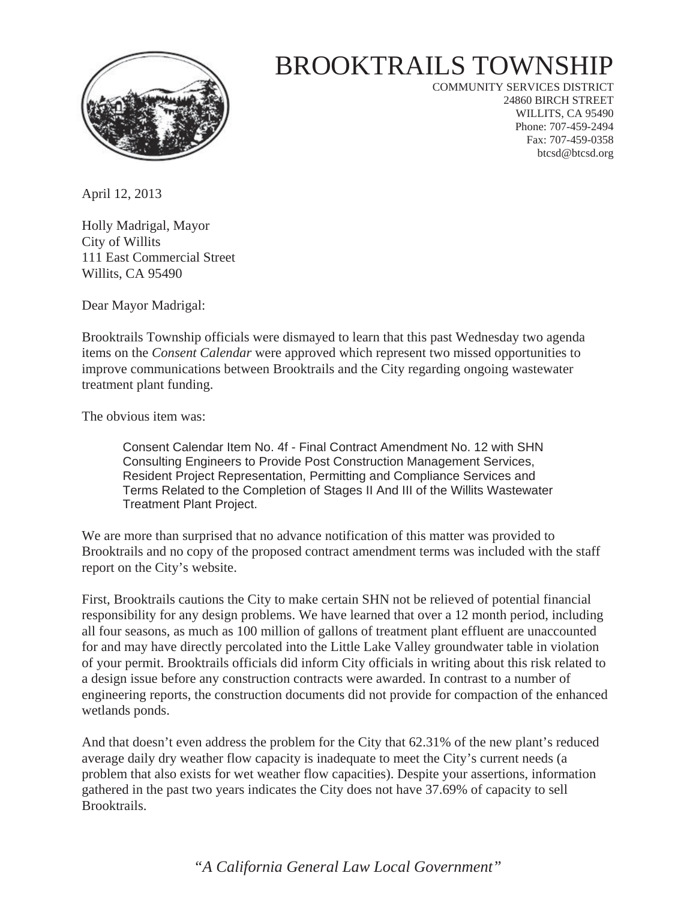# BROOKTRAILS TOWNSHIP

COMMUNITY SERVICES DISTRICT
24860 BIRCH STREET
WILLITS, CA 95490
Phone: 707-459-2494
Fax: 707-459-0358
btcsd@btcsd.org

April 12, 2013

Holly Madrigal, Mayor
City of Willits
111 East Commercial Street
Willits, CA 95490

Dear Mayor Madrigal:

Brooktrails Township officials were dismayed to learn that this past Wednesday two agenda items on the *Consent Calendar* were approved which represent two missed opportunities to improve communications between Brooktrails and the City regarding ongoing wastewater treatment plant funding.

The obvious item was:

> Consent Calendar Item No. 4f - Final Contract Amendment No. 12 with SHN Consulting Engineers to Provide Post Construction Management Services, Resident Project Representation, Permitting and Compliance Services and Terms Related to the Completion of Stages II And III of the Willits Wastewater Treatment Plant Project.

We are more than surprised that no advance notification of this matter was provided to Brooktrails and no copy of the proposed contract amendment terms was included with the staff report on the City's website.

First, Brooktrails cautions the City to make certain SHN not be relieved of potential financial responsibility for any design problems. We have learned that over a 12 month period, including all four seasons, as much as 100 million of gallons of treatment plant effluent are unaccounted for and may have directly percolated into the Little Lake Valley groundwater table in violation of your permit. Brooktrails officials did inform City officials in writing about this risk related to a design issue before any construction contracts were awarded. In contrast to a number of engineering reports, the construction documents did not provide for compaction of the enhanced wetlands ponds.

And that doesn't even address the problem for the City that 62.31% of the new plant's reduced average daily dry weather flow capacity is inadequate to meet the City's current needs (a problem that also exists for wet weather flow capacities). Despite your assertions, information gathered in the past two years indicates the City does not have 37.69% of capacity to sell Brooktrails.

*"A California General Law Local Government"*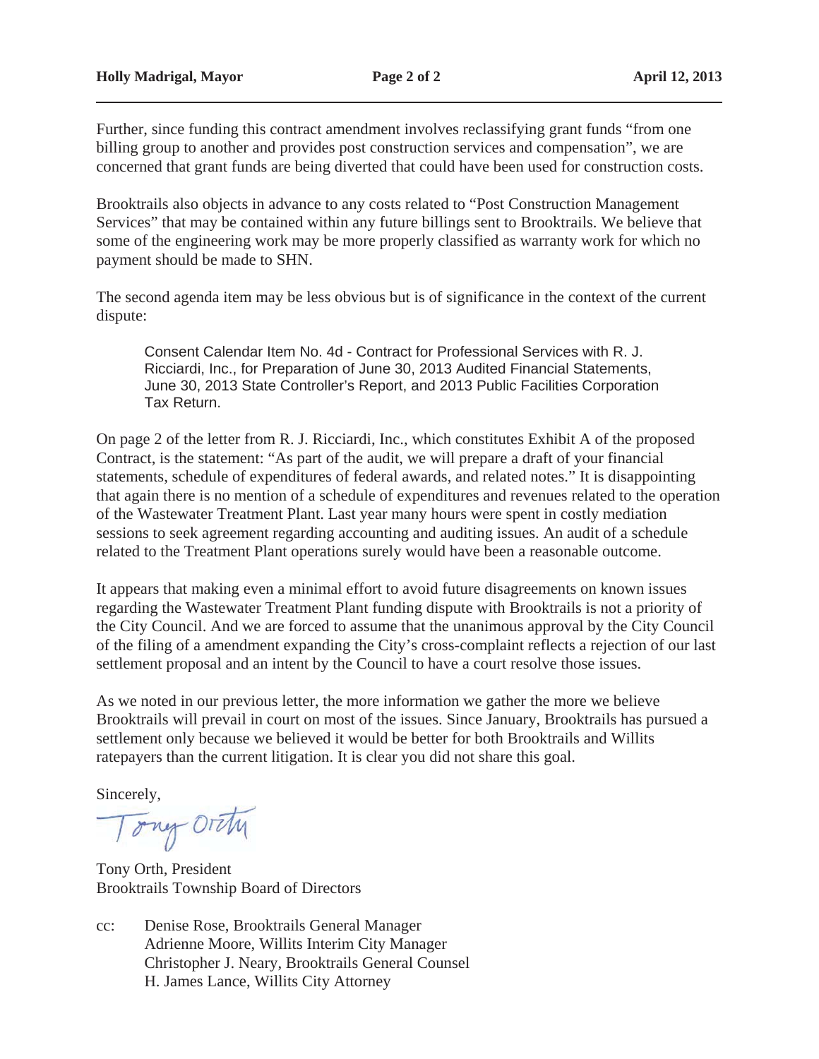Further, since funding this contract amendment involves reclassifying grant funds "from one billing group to another and provides post construction services and compensation", we are concerned that grant funds are being diverted that could have been used for construction costs.

Brooktrails also objects in advance to any costs related to "Post Construction Management Services" that may be contained within any future billings sent to Brooktrails. We believe that some of the engineering work may be more properly classified as warranty work for which no payment should be made to SHN.

The second agenda item may be less obvious but is of significance in the context of the current dispute:

> Consent Calendar Item No. 4d - Contract for Professional Services with R. J. Ricciardi, Inc., for Preparation of June 30, 2013 Audited Financial Statements, June 30, 2013 State Controller's Report, and 2013 Public Facilities Corporation Tax Return.

On page 2 of the letter from R. J. Ricciardi, Inc., which constitutes Exhibit A of the proposed Contract, is the statement: "As part of the audit, we will prepare a draft of your financial statements, schedule of expenditures of federal awards, and related notes." It is disappointing that again there is no mention of a schedule of expenditures and revenues related to the operation of the Wastewater Treatment Plant. Last year many hours were spent in costly mediation sessions to seek agreement regarding accounting and auditing issues. An audit of a schedule related to the Treatment Plant operations surely would have been a reasonable outcome.

It appears that making even a minimal effort to avoid future disagreements on known issues regarding the Wastewater Treatment Plant funding dispute with Brooktrails is not a priority of the City Council. And we are forced to assume that the unanimous approval by the City Council of the filing of a amendment expanding the City's cross-complaint reflects a rejection of our last settlement proposal and an intent by the Council to have a court resolve those issues.

As we noted in our previous letter, the more information we gather the more we believe Brooktrails will prevail in court on most of the issues. Since January, Brooktrails has pursued a settlement only because we believed it would be better for both Brooktrails and Willits ratepayers than the current litigation. It is clear you did not share this goal.

Sincerely,

Tony Orth

Tony Orth, President
Brooktrails Township Board of Directors

cc: Denise Rose, Brooktrails General Manager
Adrienne Moore, Willits Interim City Manager
Christopher J. Neary, Brooktrails General Counsel
H. James Lance, Willits City Attorney